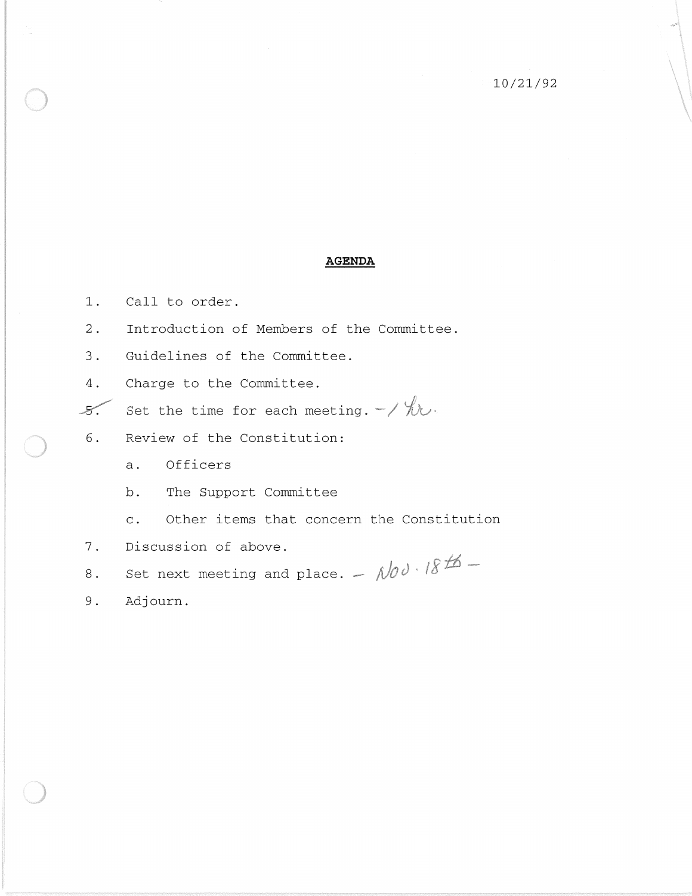10/21/92

## AGENDA

1. Call to order.
2. Introduction of Members of the Committee.
3. Guidelines of the Committee.
4. Charge to the Committee.
5. Set the time for each meeting. – 1 hr.
6. Review of the Constitution:
    a. Officers
    b. The Support Committee
    c. Other items that concern the Constitution
7. Discussion of above.
8. Set next meeting and place. – Nov. 18th –
9. Adjourn.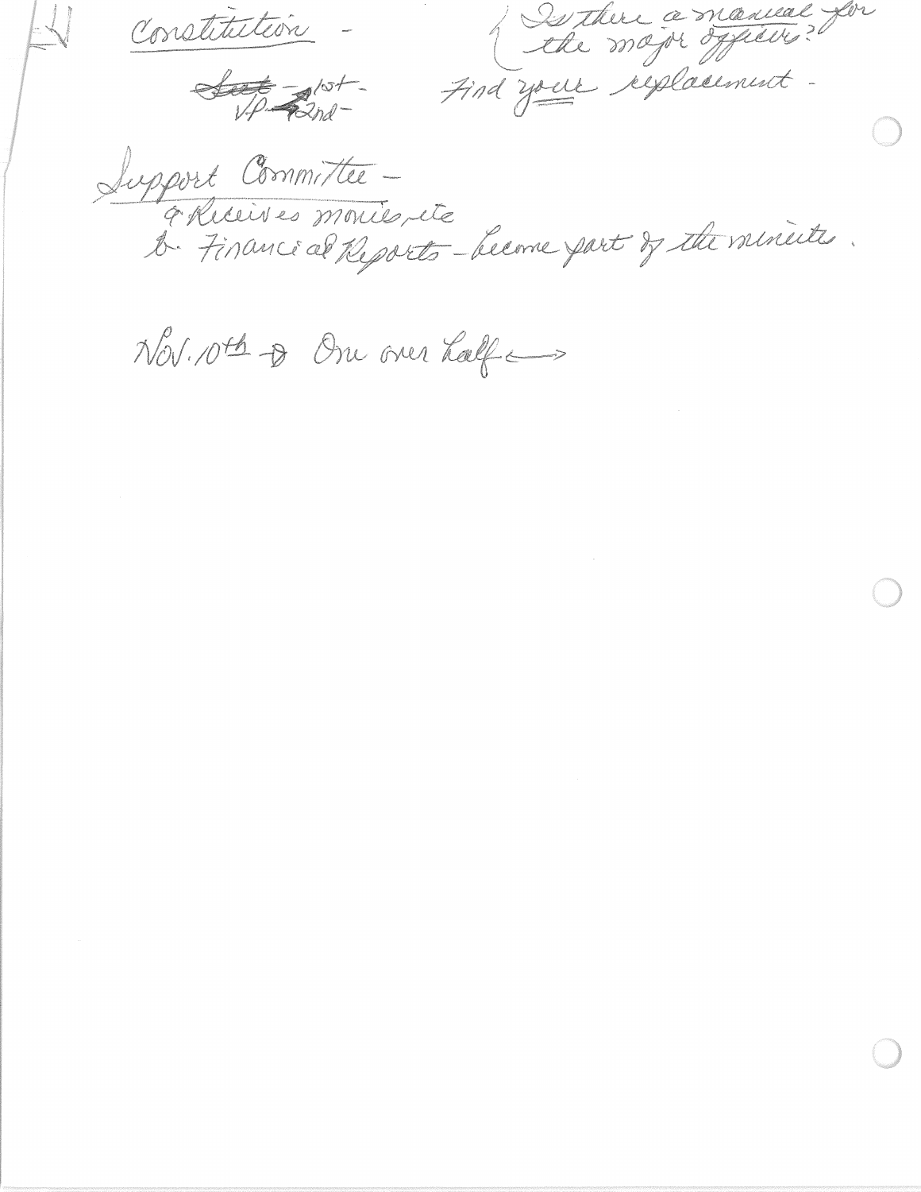Constitution -

~~Sect~~ - 1st -
VP - 2nd -

{ Is there a manual for the major officers?

Find your replacement -

Support Committee -

a. Receives monies, etc
b. Financial Reports - become part of the minutes.

Nov. 10th → One over half →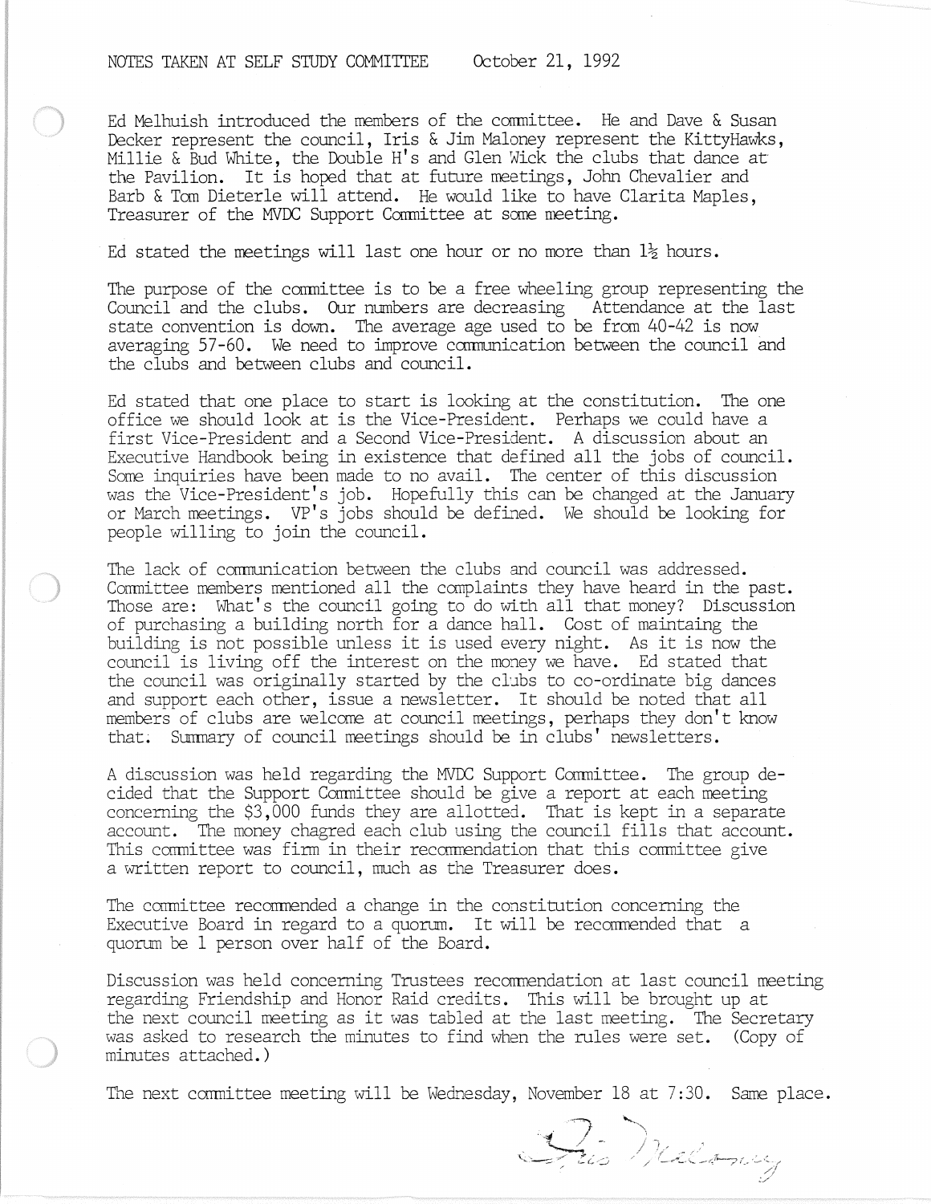NOTES TAKEN AT SELF STUDY COMMITTEE    October 21, 1992

Ed Melhuish introduced the members of the committee. He and Dave & Susan Decker represent the council, Iris & Jim Maloney represent the KittyHawks, Millie & Bud White, the Double H's and Glen Wick the clubs that dance at the Pavilion. It is hoped that at future meetings, John Chevalier and Barb & Tom Dieterle will attend. He would like to have Clarita Maples, Treasurer of the MVDC Support Committee at some meeting.

Ed stated the meetings will last one hour or no more than 1½ hours.

The purpose of the committee is to be a free wheeling group representing the Council and the clubs. Our numbers are decreasing  Attendance at the last state convention is down. The average age used to be from 40-42 is now averaging 57-60. We need to improve communication between the council and the clubs and between clubs and council.

Ed stated that one place to start is looking at the constitution. The one office we should look at is the Vice-President. Perhaps we could have a first Vice-President and a Second Vice-President. A discussion about an Executive Handbook being in existence that defined all the jobs of council. Some inquiries have been made to no avail. The center of this discussion was the Vice-President's job. Hopefully this can be changed at the January or March meetings. VP's jobs should be defined. We should be looking for people willing to join the council.

The lack of communication between the clubs and council was addressed. Committee members mentioned all the complaints they have heard in the past. Those are: What's the council going to do with all that money? Discussion of purchasing a building north for a dance hall. Cost of maintaing the building is not possible unless it is used every night. As it is now the council is living off the interest on the money we have. Ed stated that the council was originally started by the clubs to co-ordinate big dances and support each other, issue a newsletter. It should be noted that all members of clubs are welcome at council meetings, perhaps they don't know that. Summary of council meetings should be in clubs' newsletters.

A discussion was held regarding the MVDC Support Committee. The group decided that the Support Committee should be give a report at each meeting concerning the $3,000 funds they are allotted. That is kept in a separate account. The money chagred each club using the council fills that account. This committee was firm in their recommendation that this committee give a written report to council, much as the Treasurer does.

The committee recommended a change in the constitution concerning the Executive Board in regard to a quorum. It will be recommended that a quorum be 1 person over half of the Board.

Discussion was held concerning Trustees recommendation at last council meeting regarding Friendship and Honor Raid credits. This will be brought up at the next council meeting as it was tabled at the last meeting. The Secretary was asked to research the minutes to find when the rules were set. (Copy of minutes attached.)

The next committee meeting will be Wednesday, November 18 at 7:30. Same place.

Iris Maloney